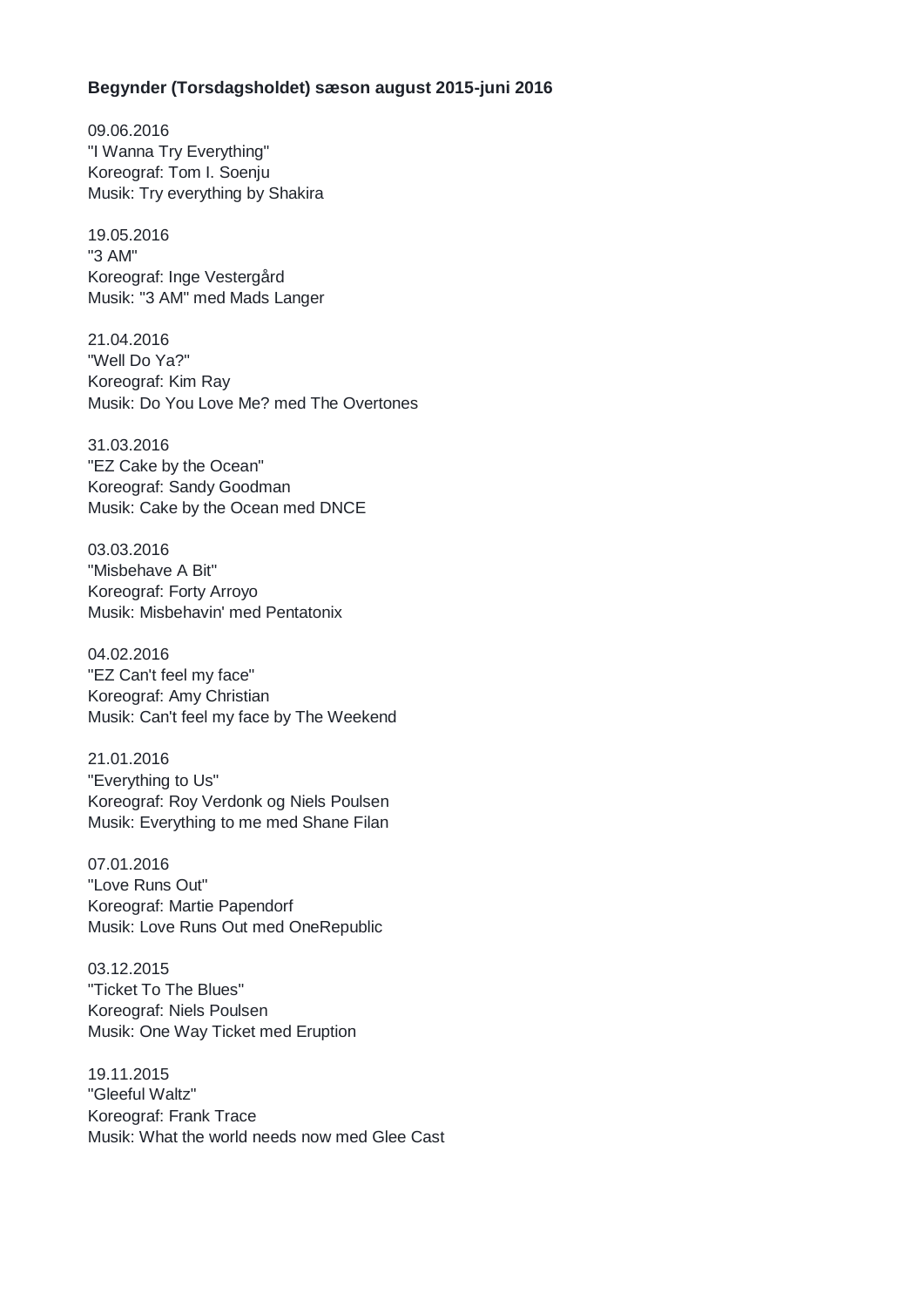**Begynder (Torsdagsholdet) sæson august 2015-juni 2016**

09.06.2016
"I Wanna Try Everything"
Koreograf: Tom I. Soenju
Musik: Try everything by Shakira

19.05.2016
"3 AM"
Koreograf: Inge Vestergård
Musik: "3 AM" med Mads Langer

21.04.2016
"Well Do Ya?"
Koreograf: Kim Ray
Musik: Do You Love Me? med The Overtones

31.03.2016
"EZ Cake by the Ocean"
Koreograf: Sandy Goodman
Musik: Cake by the Ocean med DNCE

03.03.2016
"Misbehave A Bit"
Koreograf: Forty Arroyo
Musik: Misbehavin' med Pentatonix

04.02.2016
"EZ Can't feel my face"
Koreograf: Amy Christian
Musik: Can't feel my face by The Weekend

21.01.2016
"Everything to Us"
Koreograf: Roy Verdonk og Niels Poulsen
Musik: Everything to me med Shane Filan

07.01.2016
"Love Runs Out"
Koreograf: Martie Papendorf
Musik: Love Runs Out med OneRepublic

03.12.2015
"Ticket To The Blues"
Koreograf: Niels Poulsen
Musik: One Way Ticket med Eruption

19.11.2015
"Gleeful Waltz"
Koreograf: Frank Trace
Musik: What the world needs now med Glee Cast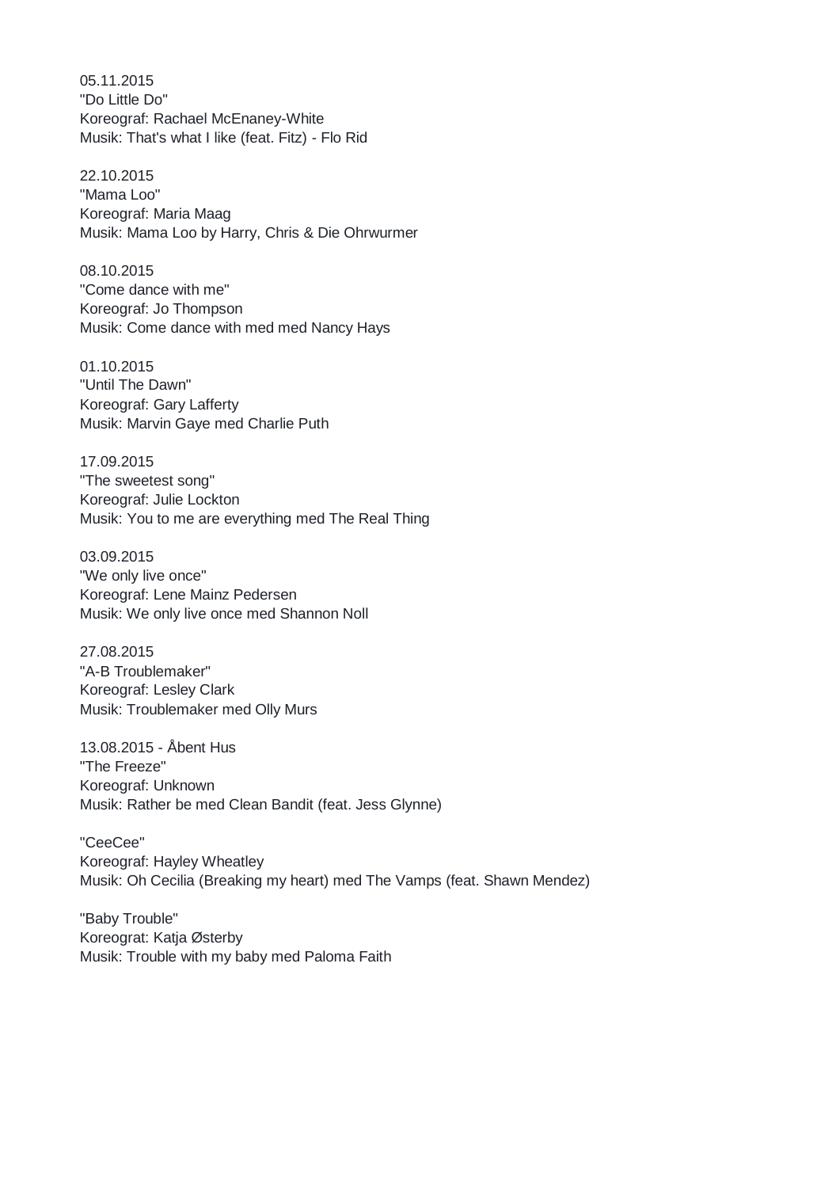05.11.2015
"Do Little Do"
Koreograf: Rachael McEnaney-White
Musik: That's what I like (feat. Fitz) - Flo Rid

22.10.2015
"Mama Loo"
Koreograf: Maria Maag
Musik: Mama Loo by Harry, Chris & Die Ohrwurmer

08.10.2015
"Come dance with me"
Koreograf: Jo Thompson
Musik: Come dance with med med Nancy Hays

01.10.2015
"Until The Dawn"
Koreograf: Gary Lafferty
Musik: Marvin Gaye med Charlie Puth

17.09.2015
"The sweetest song"
Koreograf: Julie Lockton
Musik: You to me are everything med The Real Thing

03.09.2015
"We only live once"
Koreograf: Lene Mainz Pedersen
Musik: We only live once med Shannon Noll

27.08.2015
"A-B Troublemaker"
Koreograf: Lesley Clark
Musik: Troublemaker med Olly Murs

13.08.2015 - Åbent Hus
"The Freeze"
Koreograf: Unknown
Musik: Rather be med Clean Bandit (feat. Jess Glynne)

"CeeCee"
Koreograf: Hayley Wheatley
Musik: Oh Cecilia (Breaking my heart) med The Vamps (feat. Shawn Mendez)

"Baby Trouble"
Koreograt: Katja Østerby
Musik: Trouble with my baby med Paloma Faith